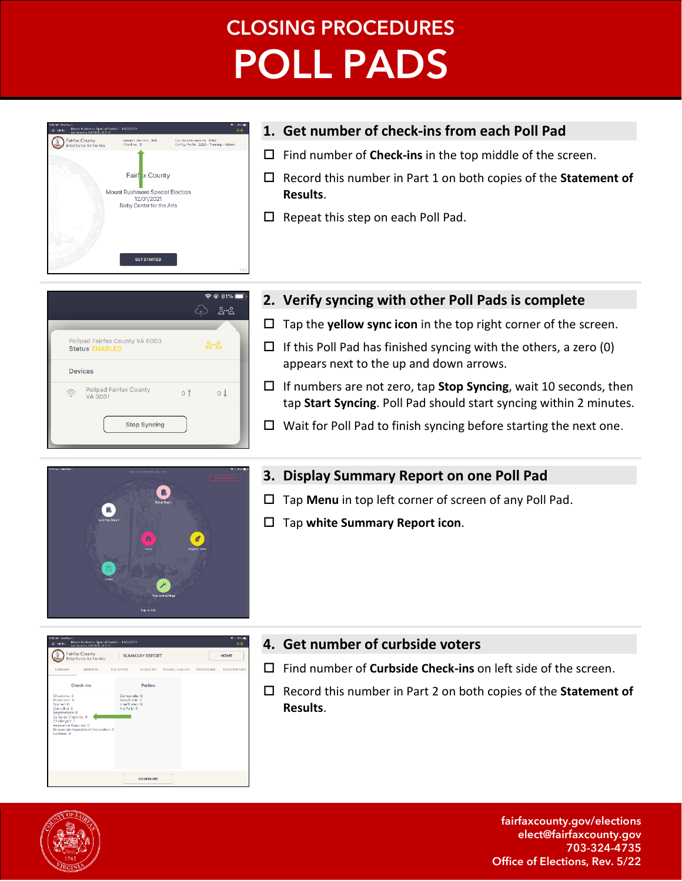# CLOSING PROCEDURES
# POLL PADS

## 1. Get number of check-ins from each Poll Pad

- ☐ Find number of **Check-ins** in the top middle of the screen.
- ☐ Record this number in Part 1 on both copies of the **Statement of Results**.
- ☐ Repeat this step on each Poll Pad.

## 2. Verify syncing with other Poll Pads is complete

- ☐ Tap the **yellow sync icon** in the top right corner of the screen.
- ☐ If this Poll Pad has finished syncing with the others, a zero (0) appears next to the up and down arrows.
- ☐ If numbers are not zero, tap **Stop Syncing**, wait 10 seconds, then tap **Start Syncing**. Poll Pad should start syncing within 2 minutes.
- ☐ Wait for Poll Pad to finish syncing before starting the next one.

## 3. Display Summary Report on one Poll Pad

- ☐ Tap **Menu** in top left corner of screen of any Poll Pad.
- ☐ Tap **white Summary Report icon**.

## 4. Get number of curbside voters

- ☐ Find number of **Curbside Check-ins** on left side of the screen.
- ☐ Record this number in Part 2 on both copies of the **Statement of Results**.

fairfaxcounty.gov/elections
elect@fairfaxcounty.gov
703-324-4735
Office of Elections, Rev. 5/22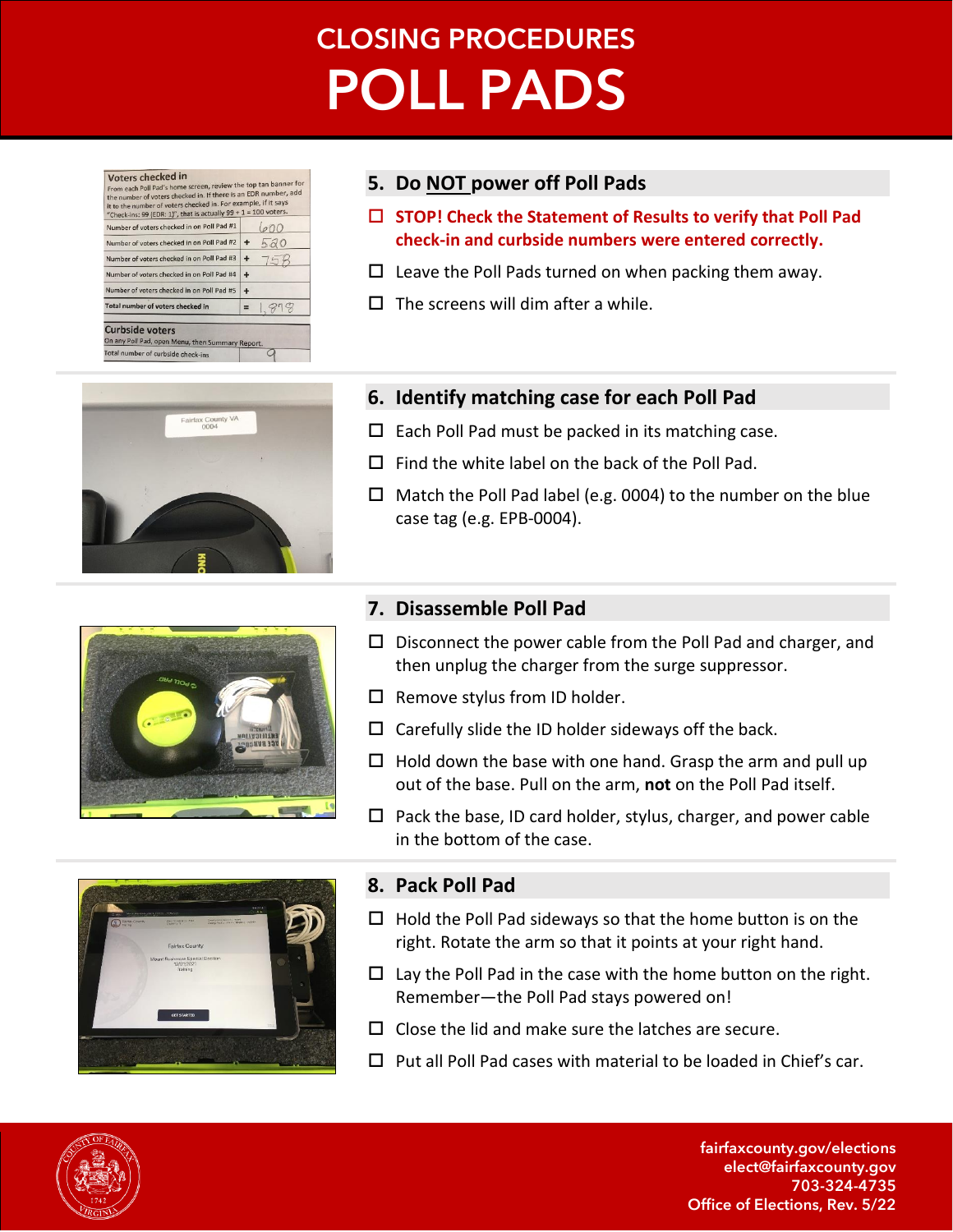# CLOSING PROCEDURES
# POLL PADS

## 5. Do NOT power off Poll Pads

- ☐ **STOP! Check the Statement of Results to verify that Poll Pad check-in and curbside numbers were entered correctly.**
- ☐ Leave the Poll Pads turned on when packing them away.
- ☐ The screens will dim after a while.

## 6. Identify matching case for each Poll Pad

- ☐ Each Poll Pad must be packed in its matching case.
- ☐ Find the white label on the back of the Poll Pad.
- ☐ Match the Poll Pad label (e.g. 0004) to the number on the blue case tag (e.g. EPB-0004).

## 7. Disassemble Poll Pad

- ☐ Disconnect the power cable from the Poll Pad and charger, and then unplug the charger from the surge suppressor.
- ☐ Remove stylus from ID holder.
- ☐ Carefully slide the ID holder sideways off the back.
- ☐ Hold down the base with one hand. Grasp the arm and pull up out of the base. Pull on the arm, **not** on the Poll Pad itself.
- ☐ Pack the base, ID card holder, stylus, charger, and power cable in the bottom of the case.

## 8. Pack Poll Pad

- ☐ Hold the Poll Pad sideways so that the home button is on the right. Rotate the arm so that it points at your right hand.
- ☐ Lay the Poll Pad in the case with the home button on the right. Remember—the Poll Pad stays powered on!
- ☐ Close the lid and make sure the latches are secure.
- ☐ Put all Poll Pad cases with material to be loaded in Chief's car.

fairfaxcounty.gov/elections
elect@fairfaxcounty.gov
703-324-4735
Office of Elections, Rev. 5/22